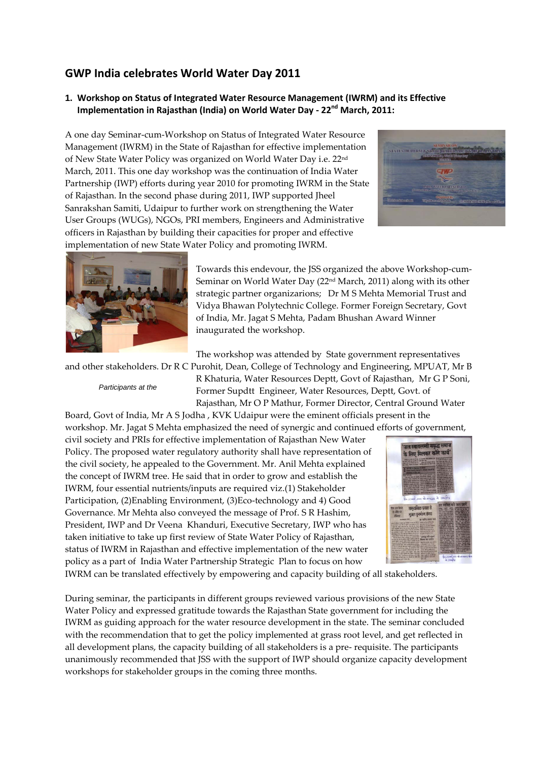# GWP India celebrates World Water Day 2011

## 1. Workshop on Status of Integrated Water Resource Management (IWRM) and its Effective Implementation in Rajasthan (India) on World Water Day - 22nd March, 2011:

A one day Seminar-cum-Workshop on Status of Integrated Water Resource Management (IWRM) in the State of Rajasthan for effective implementation of New State Water Policy was organized on World Water Day i.e. 22nd March, 2011. This one day workshop was the continuation of India Water Partnership (IWP) efforts during year 2010 for promoting IWRM in the State of Rajasthan. In the second phase during 2011, IWP supported Jheel Sanrakshan Samiti, Udaipur to further work on strengthening the Water User Groups (WUGs), NGOs, PRI members, Engineers and Administrative officers in Rajasthan by building their capacities for proper and effective implementation of new State Water Policy and promoting IWRM.

Towards this endeavour, the JSS organized the above Workshop-cum-Seminar on World Water Day (22nd March, 2011) along with its other strategic partner organizarions; Dr M S Mehta Memorial Trust and Vidya Bhawan Polytechnic College. Former Foreign Secretary, Govt of India, Mr. Jagat S Mehta, Padam Bhushan Award Winner inaugurated the workshop.

*Participants at the*

The workshop was attended by State government representatives and other stakeholders. Dr R C Purohit, Dean, College of Technology and Engineering, MPUAT, Mr B R Khaturia, Water Resources Deptt, Govt of Rajasthan, Mr G P Soni, Former Supdtt Engineer, Water Resources, Deptt, Govt. of Rajasthan, Mr O P Mathur, Former Director, Central Ground Water Board, Govt of India, Mr A S Jodha , KVK Udaipur were the eminent officials present in the workshop. Mr. Jagat S Mehta emphasized the need of synergic and continued efforts of government, civil society and PRIs for effective implementation of Rajasthan New Water Policy. The proposed water regulatory authority shall have representation of the civil society, he appealed to the Government. Mr. Anil Mehta explained the concept of IWRM tree. He said that in order to grow and establish the IWRM, four essential nutrients/inputs are required viz.(1) Stakeholder Participation, (2)Enabling Environment, (3)Eco-technology and 4) Good Governance. Mr Mehta also conveyed the message of Prof. S R Hashim, President, IWP and Dr Veena Khanduri, Executive Secretary, IWP who has taken initiative to take up first review of State Water Policy of Rajasthan, status of IWRM in Rajasthan and effective implementation of the new water policy as a part of India Water Partnership Strategic Plan to focus on how IWRM can be translated effectively by empowering and capacity building of all stakeholders.

During seminar, the participants in different groups reviewed various provisions of the new State Water Policy and expressed gratitude towards the Rajasthan State government for including the IWRM as guiding approach for the water resource development in the state. The seminar concluded with the recommendation that to get the policy implemented at grass root level, and get reflected in all development plans, the capacity building of all stakeholders is a pre- requisite. The participants unanimously recommended that JSS with the support of IWP should organize capacity development workshops for stakeholder groups in the coming three months.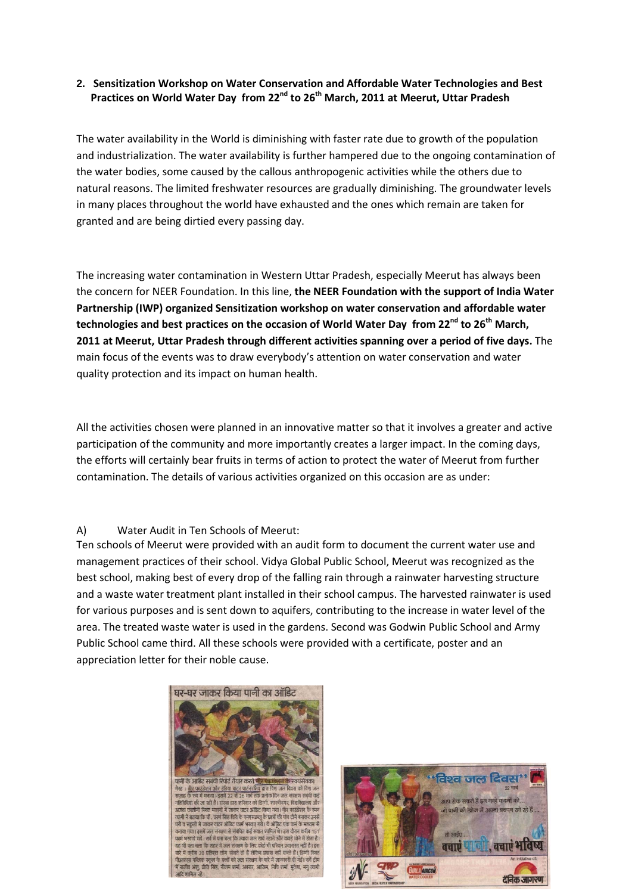## 2. Sensitization Workshop on Water Conservation and Affordable Water Technologies and Best Practices on World Water Day from 22nd to 26th March, 2011 at Meerut, Uttar Pradesh

The water availability in the World is diminishing with faster rate due to growth of the population and industrialization. The water availability is further hampered due to the ongoing contamination of the water bodies, some caused by the callous anthropogenic activities while the others due to natural reasons. The limited freshwater resources are gradually diminishing. The groundwater levels in many places throughout the world have exhausted and the ones which remain are taken for granted and are being dirtied every passing day.

The increasing water contamination in Western Uttar Pradesh, especially Meerut has always been the concern for NEER Foundation. In this line, **the NEER Foundation with the support of India Water Partnership (IWP) organized Sensitization workshop on water conservation and affordable water technologies and best practices on the occasion of World Water Day from 22nd to 26th March, 2011 at Meerut, Uttar Pradesh through different activities spanning over a period of five days.** The main focus of the events was to draw everybody's attention on water conservation and water quality protection and its impact on human health.

All the activities chosen were planned in an innovative matter so that it involves a greater and active participation of the community and more importantly creates a larger impact. In the coming days, the efforts will certainly bear fruits in terms of action to protect the water of Meerut from further contamination. The details of various activities organized on this occasion are as under:

A) Water Audit in Ten Schools of Meerut:

Ten schools of Meerut were provided with an audit form to document the current water use and management practices of their school. Vidya Global Public School, Meerut was recognized as the best school, making best of every drop of the falling rain through a rainwater harvesting structure and a waste water treatment plant installed in their school campus. The harvested rainwater is used for various purposes and is sent down to aquifers, contributing to the increase in water level of the area. The treated waste water is used in the gardens. Second was Godwin Public School and Army Public School came third. All these schools were provided with a certificate, poster and an appreciation letter for their noble cause.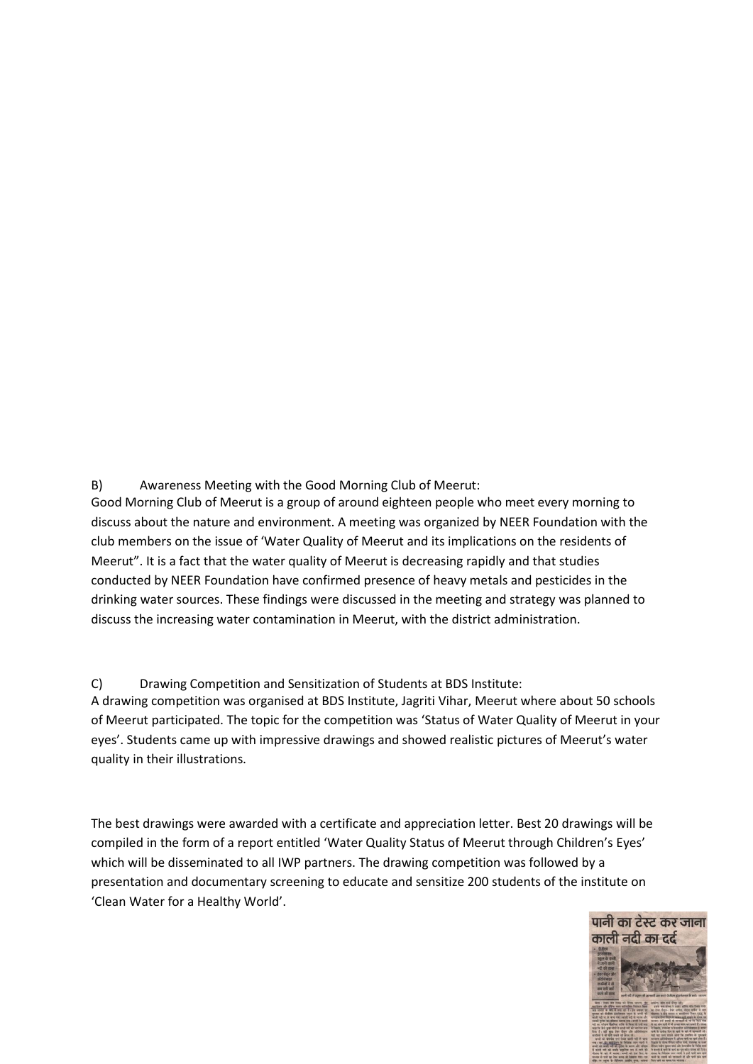B) Awareness Meeting with the Good Morning Club of Meerut:

Good Morning Club of Meerut is a group of around eighteen people who meet every morning to discuss about the nature and environment. A meeting was organized by NEER Foundation with the club members on the issue of 'Water Quality of Meerut and its implications on the residents of Meerut". It is a fact that the water quality of Meerut is decreasing rapidly and that studies conducted by NEER Foundation have confirmed presence of heavy metals and pesticides in the drinking water sources. These findings were discussed in the meeting and strategy was planned to discuss the increasing water contamination in Meerut, with the district administration.

C) Drawing Competition and Sensitization of Students at BDS Institute:

A drawing competition was organised at BDS Institute, Jagriti Vihar, Meerut where about 50 schools of Meerut participated. The topic for the competition was 'Status of Water Quality of Meerut in your eyes'. Students came up with impressive drawings and showed realistic pictures of Meerut's water quality in their illustrations.

The best drawings were awarded with a certificate and appreciation letter. Best 20 drawings will be compiled in the form of a report entitled 'Water Quality Status of Meerut through Children's Eyes' which will be disseminated to all IWP partners. The drawing competition was followed by a presentation and documentary screening to educate and sensitize 200 students of the institute on 'Clean Water for a Healthy World'.

पानी का टेस्ट कर जाना काली नदी का दर्द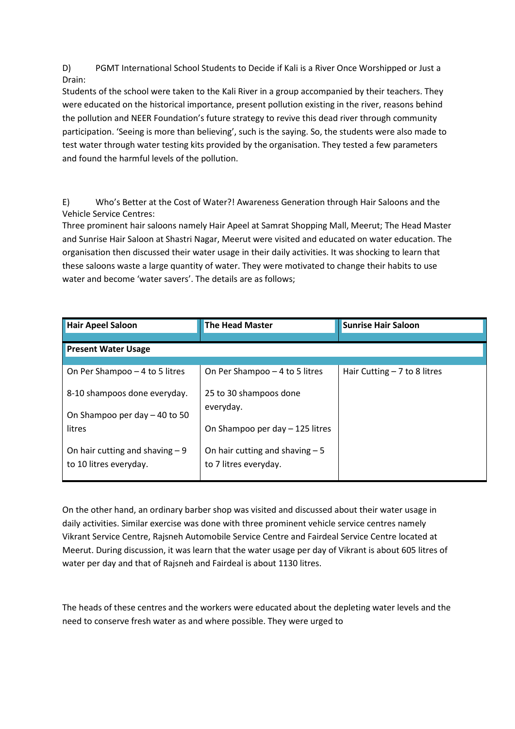D) PGMT International School Students to Decide if Kali is a River Once Worshipped or Just a Drain:

Students of the school were taken to the Kali River in a group accompanied by their teachers. They were educated on the historical importance, present pollution existing in the river, reasons behind the pollution and NEER Foundation's future strategy to revive this dead river through community participation. 'Seeing is more than believing', such is the saying. So, the students were also made to test water through water testing kits provided by the organisation. They tested a few parameters and found the harmful levels of the pollution.

E) Who's Better at the Cost of Water?! Awareness Generation through Hair Saloons and the Vehicle Service Centres:

Three prominent hair saloons namely Hair Apeel at Samrat Shopping Mall, Meerut; The Head Master and Sunrise Hair Saloon at Shastri Nagar, Meerut were visited and educated on water education. The organisation then discussed their water usage in their daily activities. It was shocking to learn that these saloons waste a large quantity of water. They were motivated to change their habits to use water and become 'water savers'. The details are as follows;

| **Hair Apeel Saloon** | **The Head Master** | **Sunrise Hair Saloon** |
|---|---|---|
| **Present Water Usage** | | |
| On Per Shampoo – 4 to 5 litres<br><br>8-10 shampoos done everyday.<br><br>On Shampoo per day – 40 to 50 litres<br><br>On hair cutting and shaving – 9 to 10 litres everyday. | On Per Shampoo – 4 to 5 litres<br><br>25 to 30 shampoos done everyday.<br><br>On Shampoo per day – 125 litres<br><br>On hair cutting and shaving – 5 to 7 litres everyday. | Hair Cutting – 7 to 8 litres |

On the other hand, an ordinary barber shop was visited and discussed about their water usage in daily activities. Similar exercise was done with three prominent vehicle service centres namely Vikrant Service Centre, Rajsneh Automobile Service Centre and Fairdeal Service Centre located at Meerut. During discussion, it was learn that the water usage per day of Vikrant is about 605 litres of water per day and that of Rajsneh and Fairdeal is about 1130 litres.

The heads of these centres and the workers were educated about the depleting water levels and the need to conserve fresh water as and where possible. They were urged to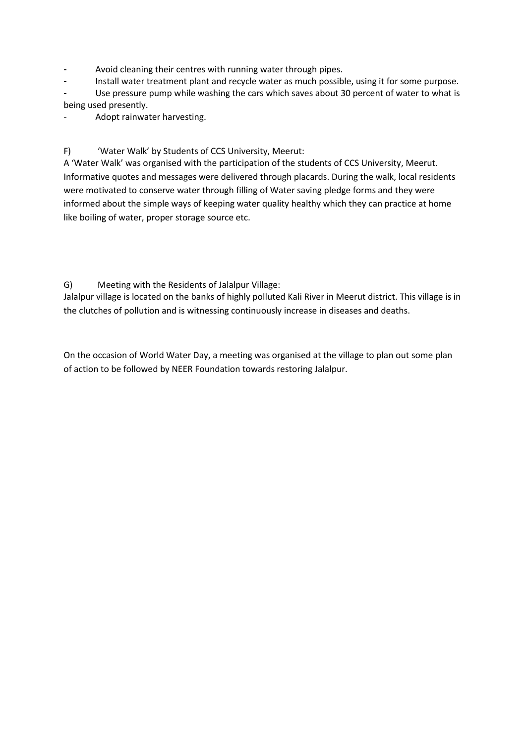- Avoid cleaning their centres with running water through pipes.
- Install water treatment plant and recycle water as much possible, using it for some purpose.
- Use pressure pump while washing the cars which saves about 30 percent of water to what is being used presently.
- Adopt rainwater harvesting.

F) 'Water Walk' by Students of CCS University, Meerut:

A 'Water Walk' was organised with the participation of the students of CCS University, Meerut. Informative quotes and messages were delivered through placards. During the walk, local residents were motivated to conserve water through filling of Water saving pledge forms and they were informed about the simple ways of keeping water quality healthy which they can practice at home like boiling of water, proper storage source etc.

G) Meeting with the Residents of Jalalpur Village:

Jalalpur village is located on the banks of highly polluted Kali River in Meerut district. This village is in the clutches of pollution and is witnessing continuously increase in diseases and deaths.

On the occasion of World Water Day, a meeting was organised at the village to plan out some plan of action to be followed by NEER Foundation towards restoring Jalalpur.